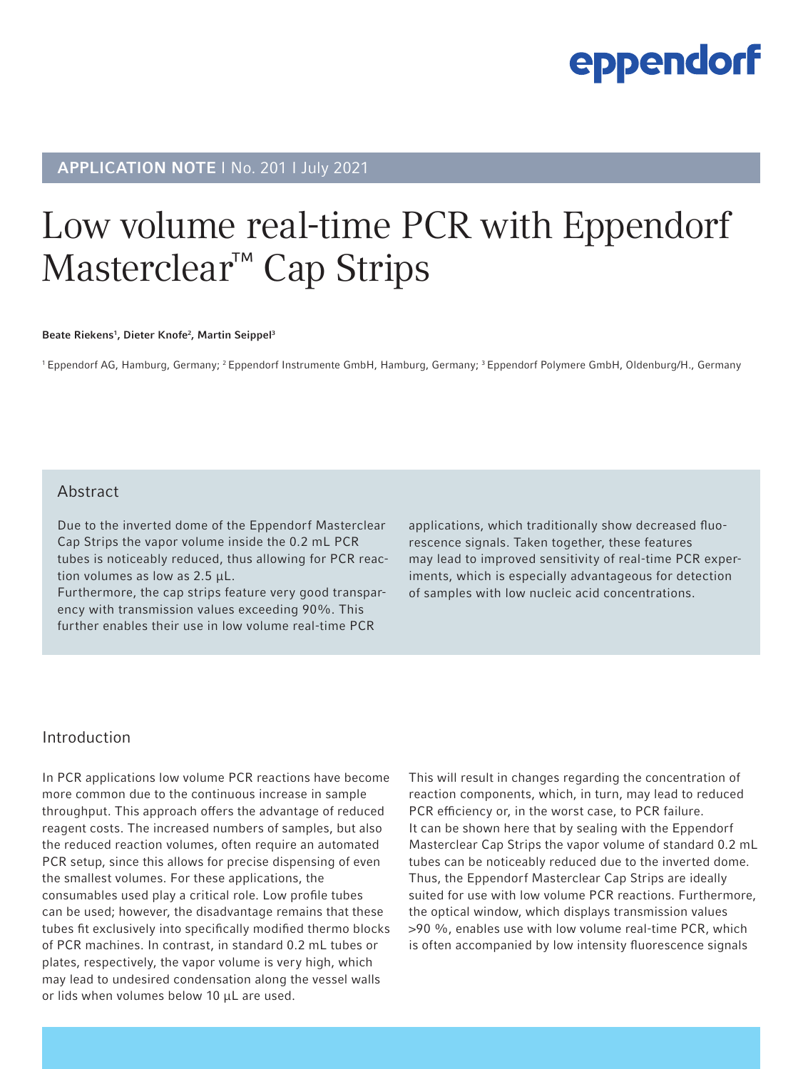APPLICATION NOTE | No. 201 | July 2021

# Low volume real-time PCR with Eppendorf Masterclear™ Cap Strips

**Beate Riekens[1], Dieter Knofe[2], Martin Seippel[3]**

[1] Eppendorf AG, Hamburg, Germany; [2] Eppendorf Instrumente GmbH, Hamburg, Germany; [3] Eppendorf Polymere GmbH, Oldenburg/H., Germany

## Abstract

Due to the inverted dome of the Eppendorf Masterclear Cap Strips the vapor volume inside the 0.2 mL PCR tubes is noticeably reduced, thus allowing for PCR reaction volumes as low as 2.5 µL.
Furthermore, the cap strips feature very good transparency with transmission values exceeding 90%. This further enables their use in low volume real-time PCR applications, which traditionally show decreased fluorescence signals. Taken together, these features may lead to improved sensitivity of real-time PCR experiments, which is especially advantageous for detection of samples with low nucleic acid concentrations.

## Introduction

In PCR applications low volume PCR reactions have become more common due to the continuous increase in sample throughput. This approach offers the advantage of reduced reagent costs. The increased numbers of samples, but also the reduced reaction volumes, often require an automated PCR setup, since this allows for precise dispensing of even the smallest volumes. For these applications, the consumables used play a critical role. Low profile tubes can be used; however, the disadvantage remains that these tubes fit exclusively into specifically modified thermo blocks of PCR machines. In contrast, in standard 0.2 mL tubes or plates, respectively, the vapor volume is very high, which may lead to undesired condensation along the vessel walls or lids when volumes below 10 µL are used.
This will result in changes regarding the concentration of reaction components, which, in turn, may lead to reduced PCR efficiency or, in the worst case, to PCR failure.
It can be shown here that by sealing with the Eppendorf Masterclear Cap Strips the vapor volume of standard 0.2 mL tubes can be noticeably reduced due to the inverted dome. Thus, the Eppendorf Masterclear Cap Strips are ideally suited for use with low volume PCR reactions. Furthermore, the optical window, which displays transmission values >90 %, enables use with low volume real-time PCR, which is often accompanied by low intensity fluorescence signals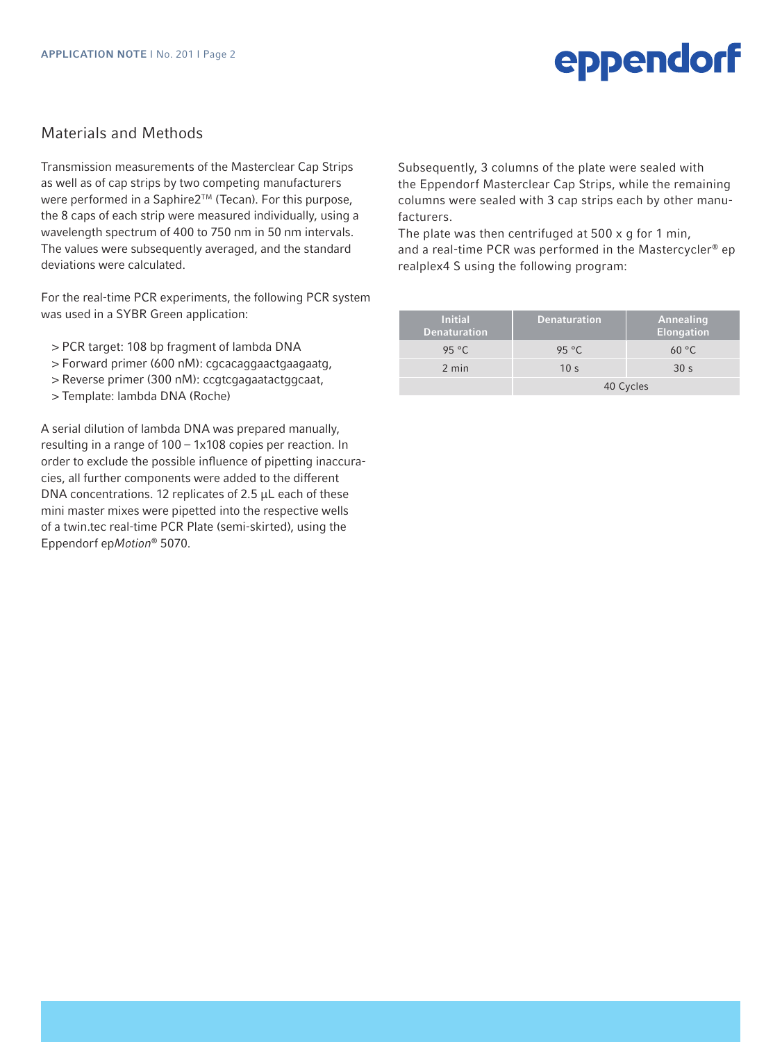## Materials and Methods

Transmission measurements of the Masterclear Cap Strips as well as of cap strips by two competing manufacturers were performed in a Saphire2™ (Tecan). For this purpose, the 8 caps of each strip were measured individually, using a wavelength spectrum of 400 to 750 nm in 50 nm intervals. The values were subsequently averaged, and the standard deviations were calculated.

For the real-time PCR experiments, the following PCR system was used in a SYBR Green application:

- PCR target: 108 bp fragment of lambda DNA
- Forward primer (600 nM): cgcacaggaactgaagaatg,
- Reverse primer (300 nM): ccgtcgagaatactggcaat,
- Template: lambda DNA (Roche)

A serial dilution of lambda DNA was prepared manually, resulting in a range of 100 – 1x108 copies per reaction. In order to exclude the possible influence of pipetting inaccuracies, all further components were added to the different DNA concentrations. 12 replicates of 2.5 µL each of these mini master mixes were pipetted into the respective wells of a twin.tec real-time PCR Plate (semi-skirted), using the Eppendorf ep*Motion*® 5070.

Subsequently, 3 columns of the plate were sealed with the Eppendorf Masterclear Cap Strips, while the remaining columns were sealed with 3 cap strips each by other manufacturers.
The plate was then centrifuged at 500 x g for 1 min, and a real-time PCR was performed in the Mastercycler® ep realplex4 S using the following program:

| Initial Denaturation | Denaturation | Annealing Elongation |
|---|---|---|
| 95 °C | 95 °C | 60 °C |
| 2 min | 10 s | 30 s |
| | 40 Cycles | |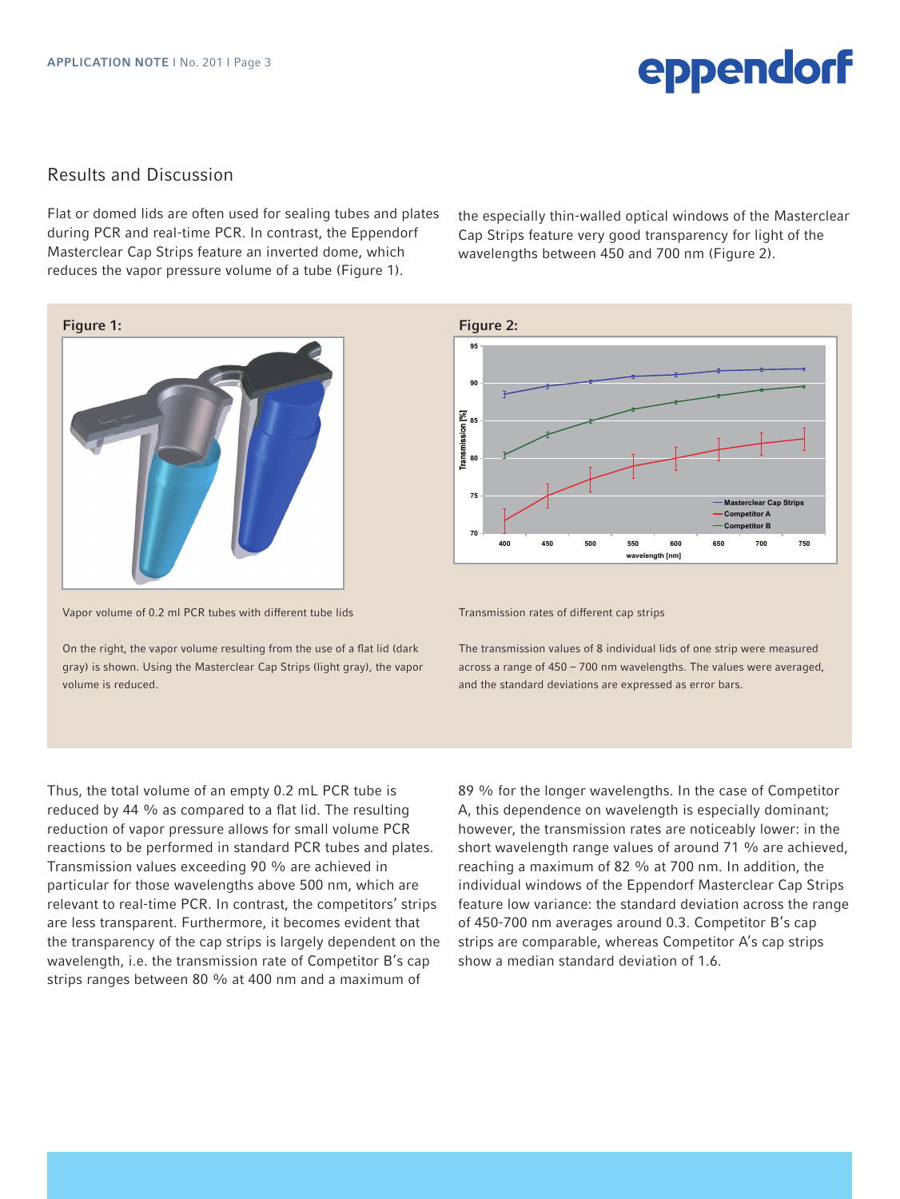## Results and Discussion

Flat or domed lids are often used for sealing tubes and plates during PCR and real-time PCR. In contrast, the Eppendorf Masterclear Cap Strips feature an inverted dome, which reduces the vapor pressure volume of a tube (Figure 1). the especially thin-walled optical windows of the Masterclear Cap Strips feature very good transparency for light of the wavelengths between 450 and 700 nm (Figure 2).

**Figure 1:**

Vapor volume of 0.2 ml PCR tubes with different tube lids

On the right, the vapor volume resulting from the use of a flat lid (dark gray) is shown. Using the Masterclear Cap Strips (light gray), the vapor volume is reduced.

**Figure 2:**

Transmission rates of different cap strips

The transmission values of 8 individual lids of one strip were measured across a range of 450 – 700 nm wavelengths. The values were averaged, and the standard deviations are expressed as error bars.

Thus, the total volume of an empty 0.2 mL PCR tube is reduced by 44 % as compared to a flat lid. The resulting reduction of vapor pressure allows for small volume PCR reactions to be performed in standard PCR tubes and plates. Transmission values exceeding 90 % are achieved in particular for those wavelengths above 500 nm, which are relevant to real-time PCR. In contrast, the competitors' strips are less transparent. Furthermore, it becomes evident that the transparency of the cap strips is largely dependent on the wavelength, i.e. the transmission rate of Competitor B's cap strips ranges between 80 % at 400 nm and a maximum of 89 % for the longer wavelengths. In the case of Competitor A, this dependence on wavelength is especially dominant; however, the transmission rates are noticeably lower: in the short wavelength range values of around 71 % are achieved, reaching a maximum of 82 % at 700 nm. In addition, the individual windows of the Eppendorf Masterclear Cap Strips feature low variance: the standard deviation across the range of 450-700 nm averages around 0.3. Competitor B's cap strips are comparable, whereas Competitor A's cap strips show a median standard deviation of 1.6.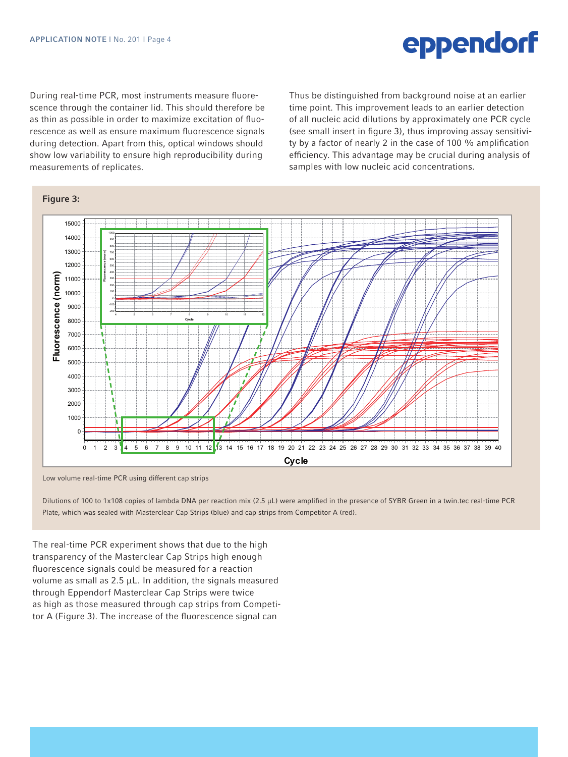During real-time PCR, most instruments measure fluorescence through the container lid. This should therefore be as thin as possible in order to maximize excitation of fluorescence as well as ensure maximum fluorescence signals during detection. Apart from this, optical windows should show low variability to ensure high reproducibility during measurements of replicates.

Thus be distinguished from background noise at an earlier time point. This improvement leads to an earlier detection of all nucleic acid dilutions by approximately one PCR cycle (see small insert in figure 3), thus improving assay sensitivity by a factor of nearly 2 in the case of 100 % amplification efficiency. This advantage may be crucial during analysis of samples with low nucleic acid concentrations.

**Figure 3:**

Low volume real-time PCR using different cap strips

Dilutions of 100 to 1x108 copies of lambda DNA per reaction mix (2.5 µL) were amplified in the presence of SYBR Green in a twin.tec real-time PCR Plate, which was sealed with Masterclear Cap Strips (blue) and cap strips from Competitor A (red).

The real-time PCR experiment shows that due to the high transparency of the Masterclear Cap Strips high enough fluorescence signals could be measured for a reaction volume as small as 2.5 µL. In addition, the signals measured through Eppendorf Masterclear Cap Strips were twice as high as those measured through cap strips from Competitor A (Figure 3). The increase of the fluorescence signal can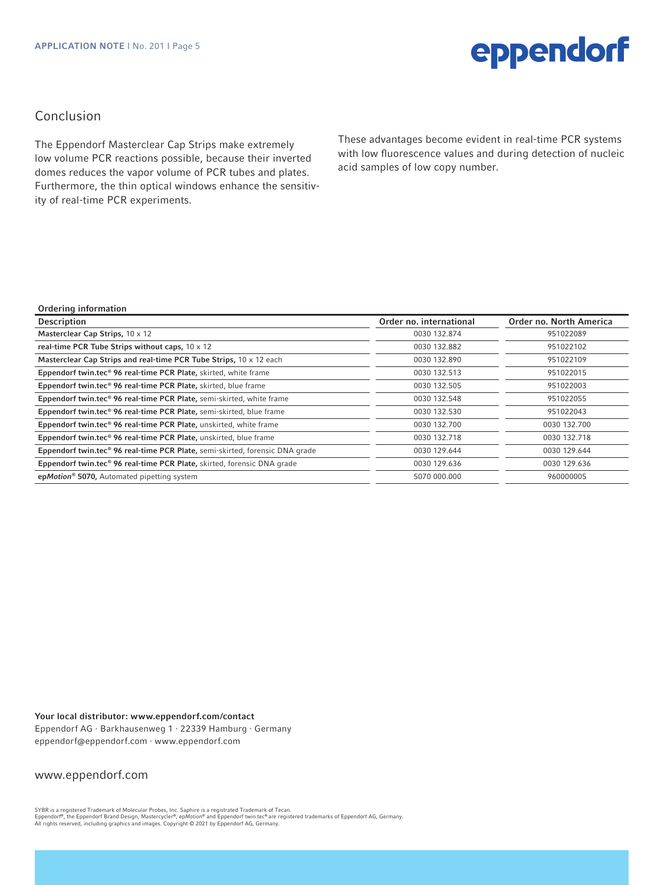## Conclusion

The Eppendorf Masterclear Cap Strips make extremely low volume PCR reactions possible, because their inverted domes reduces the vapor volume of PCR tubes and plates. Furthermore, the thin optical windows enhance the sensitivity of real-time PCR experiments.

These advantages become evident in real-time PCR systems with low fluorescence values and during detection of nucleic acid samples of low copy number.

**Ordering information**

| Description | Order no. international | Order no. North America |
|---|---|---|
| **Masterclear Cap Strips,** 10 x 12 | 0030 132.874 | 951022089 |
| **real-time PCR Tube Strips without caps,** 10 x 12 | 0030 132.882 | 951022102 |
| **Masterclear Cap Strips and real-time PCR Tube Strips,** 10 x 12 each | 0030 132.890 | 951022109 |
| **Eppendorf twin.tec® 96 real-time PCR Plate,** skirted, white frame | 0030 132.513 | 951022015 |
| **Eppendorf twin.tec® 96 real-time PCR Plate,** skirted, blue frame | 0030 132.505 | 951022003 |
| **Eppendorf twin.tec® 96 real-time PCR Plate,** semi-skirted, white frame | 0030 132.548 | 951022055 |
| **Eppendorf twin.tec® 96 real-time PCR Plate,** semi-skirted, blue frame | 0030 132.530 | 951022043 |
| **Eppendorf twin.tec® 96 real-time PCR Plate,** unskirted, white frame | 0030 132.700 | 0030 132.700 |
| **Eppendorf twin.tec® 96 real-time PCR Plate,** unskirted, blue frame | 0030 132.718 | 0030 132.718 |
| **Eppendorf twin.tec® 96 real-time PCR Plate,** semi-skirted, forensic DNA grade | 0030 129.644 | 0030 129.644 |
| **Eppendorf twin.tec® 96 real-time PCR Plate,** skirted, forensic DNA grade | 0030 129.636 | 0030 129.636 |
| **ep*Motion*® 5070,** Automated pipetting system | 5070 000.000 | 960000005 |

**Your local distributor: www.eppendorf.com/contact**
Eppendorf AG · Barkhausenweg 1 · 22339 Hamburg · Germany
eppendorf@eppendorf.com · www.eppendorf.com

www.eppendorf.com

SYBR is a registered Trademark of Molecular Probes, Inc. Saphire is a registrated Trademark of Tecan.
Eppendorf®, the Eppendorf Brand Design, Mastercycler®, ep*Motion*® and Eppendorf twin.tec® are registered trademarks of Eppendorf AG, Germany.
All rights reserved, including graphics and images. Copyright © 2021 by Eppendorf AG, Germany.